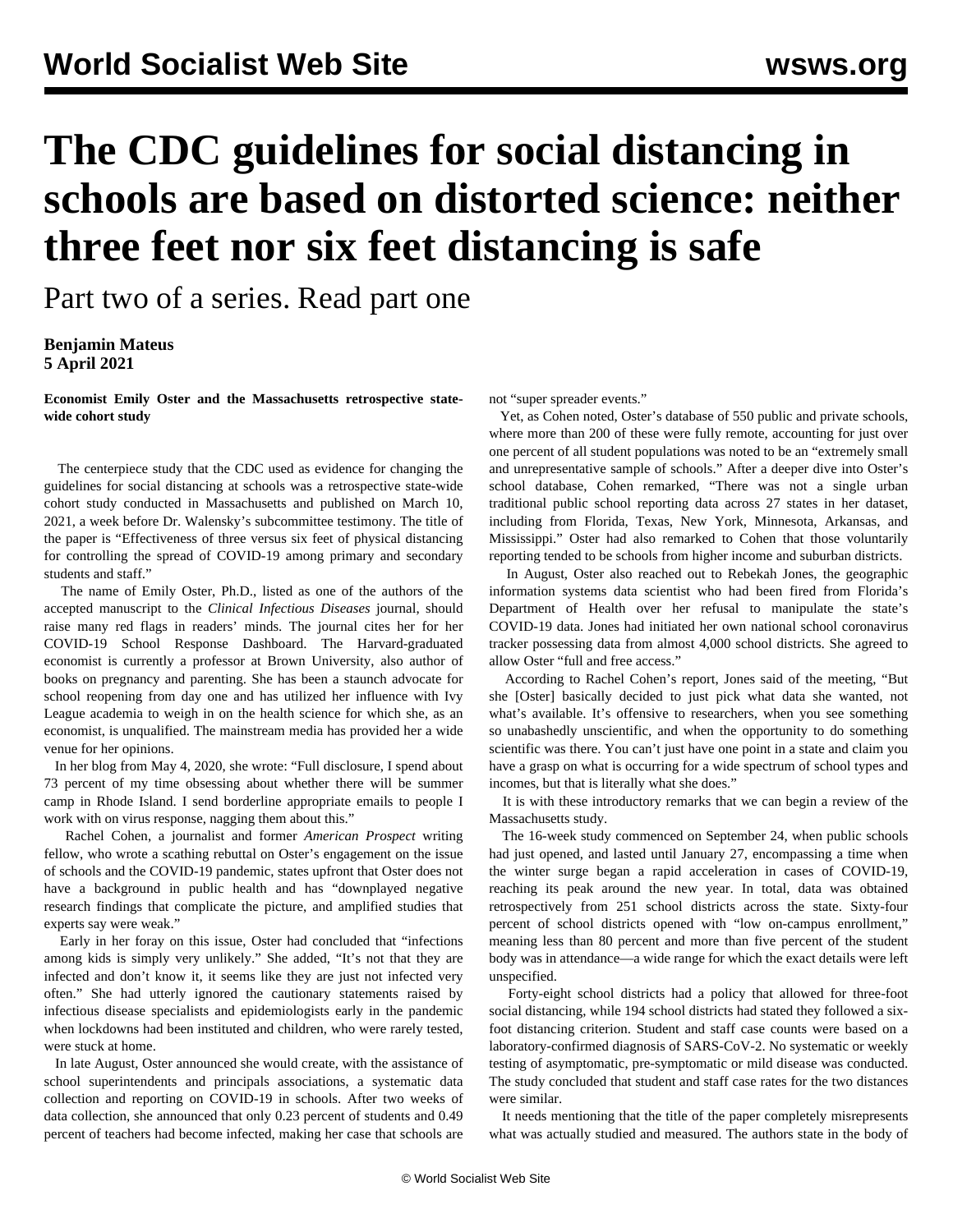# The CDC guidelines for social distancing in schools are based on distorted science: neither three feet nor six feet distancing is safe

Part two of a series. Read part one

**Benjamin Mateus**
**5 April 2021**

**Economist Emily Oster and the Massachusetts retrospective state-wide cohort study**

The centerpiece study that the CDC used as evidence for changing the guidelines for social distancing at schools was a retrospective state-wide cohort study conducted in Massachusetts and published on March 10, 2021, a week before Dr. Walensky's subcommittee testimony. The title of the paper is "Effectiveness of three versus six feet of physical distancing for controlling the spread of COVID-19 among primary and secondary students and staff."

The name of Emily Oster, Ph.D., listed as one of the authors of the accepted manuscript to the *Clinical Infectious Diseases* journal, should raise many red flags in readers' minds. The journal cites her for her COVID-19 School Response Dashboard. The Harvard-graduated economist is currently a professor at Brown University, also author of books on pregnancy and parenting. She has been a staunch advocate for school reopening from day one and has utilized her influence with Ivy League academia to weigh in on the health science for which she, as an economist, is unqualified. The mainstream media has provided her a wide venue for her opinions.

In her blog from May 4, 2020, she wrote: "Full disclosure, I spend about 73 percent of my time obsessing about whether there will be summer camp in Rhode Island. I send borderline appropriate emails to people I work with on virus response, nagging them about this."

Rachel Cohen, a journalist and former *American Prospect* writing fellow, who wrote a scathing rebuttal on Oster's engagement on the issue of schools and the COVID-19 pandemic, states upfront that Oster does not have a background in public health and has "downplayed negative research findings that complicate the picture, and amplified studies that experts say were weak."

Early in her foray on this issue, Oster had concluded that "infections among kids is simply very unlikely." She added, "It's not that they are infected and don't know it, it seems like they are just not infected very often." She had utterly ignored the cautionary statements raised by infectious disease specialists and epidemiologists early in the pandemic when lockdowns had been instituted and children, who were rarely tested, were stuck at home.

In late August, Oster announced she would create, with the assistance of school superintendents and principals associations, a systematic data collection and reporting on COVID-19 in schools. After two weeks of data collection, she announced that only 0.23 percent of students and 0.49 percent of teachers had become infected, making her case that schools are not "super spreader events."

Yet, as Cohen noted, Oster's database of 550 public and private schools, where more than 200 of these were fully remote, accounting for just over one percent of all student populations was noted to be an "extremely small and unrepresentative sample of schools." After a deeper dive into Oster's school database, Cohen remarked, "There was not a single urban traditional public school reporting data across 27 states in her dataset, including from Florida, Texas, New York, Minnesota, Arkansas, and Mississippi." Oster had also remarked to Cohen that those voluntarily reporting tended to be schools from higher income and suburban districts.

In August, Oster also reached out to Rebekah Jones, the geographic information systems data scientist who had been fired from Florida's Department of Health over her refusal to manipulate the state's COVID-19 data. Jones had initiated her own national school coronavirus tracker possessing data from almost 4,000 school districts. She agreed to allow Oster "full and free access."

According to Rachel Cohen's report, Jones said of the meeting, "But she [Oster] basically decided to just pick what data she wanted, not what's available. It's offensive to researchers, when you see something so unabashedly unscientific, and when the opportunity to do something scientific was there. You can't just have one point in a state and claim you have a grasp on what is occurring for a wide spectrum of school types and incomes, but that is literally what she does."

It is with these introductory remarks that we can begin a review of the Massachusetts study.

The 16-week study commenced on September 24, when public schools had just opened, and lasted until January 27, encompassing a time when the winter surge began a rapid acceleration in cases of COVID-19, reaching its peak around the new year. In total, data was obtained retrospectively from 251 school districts across the state. Sixty-four percent of school districts opened with "low on-campus enrollment," meaning less than 80 percent and more than five percent of the student body was in attendance—a wide range for which the exact details were left unspecified.

Forty-eight school districts had a policy that allowed for three-foot social distancing, while 194 school districts had stated they followed a six-foot distancing criterion. Student and staff case counts were based on a laboratory-confirmed diagnosis of SARS-CoV-2. No systematic or weekly testing of asymptomatic, pre-symptomatic or mild disease was conducted. The study concluded that student and staff case rates for the two distances were similar.

It needs mentioning that the title of the paper completely misrepresents what was actually studied and measured. The authors state in the body of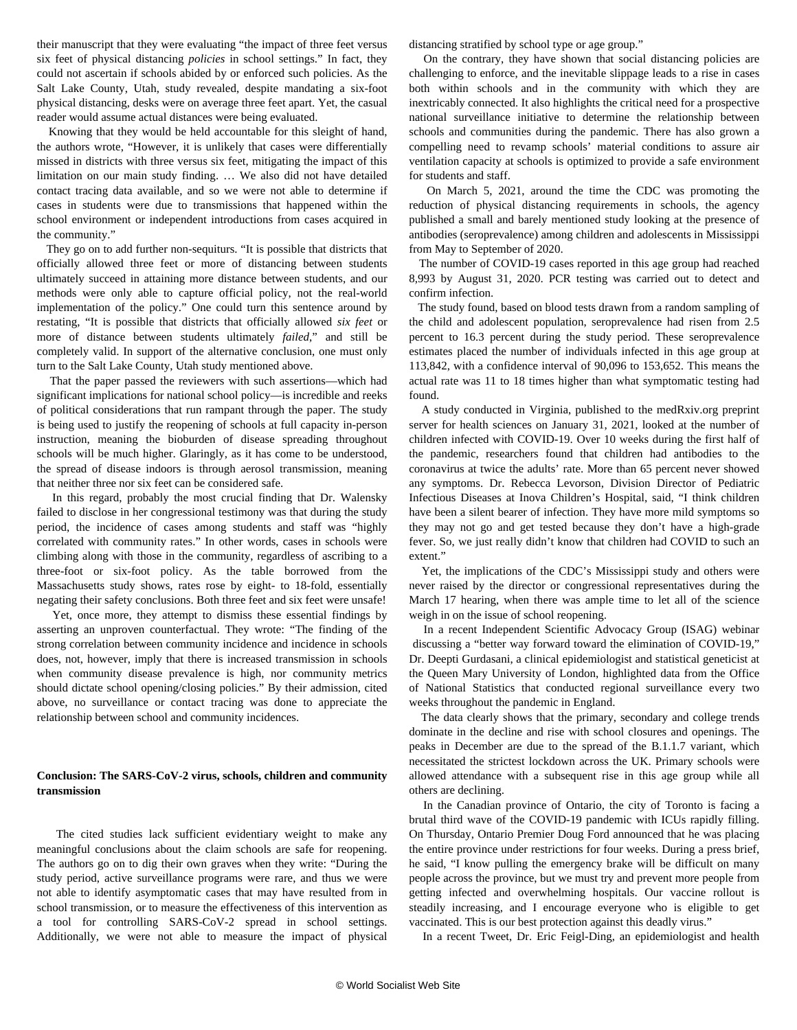their manuscript that they were evaluating "the impact of three feet versus six feet of physical distancing *policies* in school settings." In fact, they could not ascertain if schools abided by or enforced such policies. As the Salt Lake County, Utah, study revealed, despite mandating a six-foot physical distancing, desks were on average three feet apart. Yet, the casual reader would assume actual distances were being evaluated.

Knowing that they would be held accountable for this sleight of hand, the authors wrote, "However, it is unlikely that cases were differentially missed in districts with three versus six feet, mitigating the impact of this limitation on our main study finding. … We also did not have detailed contact tracing data available, and so we were not able to determine if cases in students were due to transmissions that happened within the school environment or independent introductions from cases acquired in the community."

They go on to add further non-sequiturs. "It is possible that districts that officially allowed three feet or more of distancing between students ultimately succeed in attaining more distance between students, and our methods were only able to capture official policy, not the real-world implementation of the policy." One could turn this sentence around by restating, "It is possible that districts that officially allowed *six feet* or more of distance between students ultimately *failed*," and still be completely valid. In support of the alternative conclusion, one must only turn to the Salt Lake County, Utah study mentioned above.

That the paper passed the reviewers with such assertions—which had significant implications for national school policy—is incredible and reeks of political considerations that run rampant through the paper. The study is being used to justify the reopening of schools at full capacity in-person instruction, meaning the bioburden of disease spreading throughout schools will be much higher. Glaringly, as it has come to be understood, the spread of disease indoors is through aerosol transmission, meaning that neither three nor six feet can be considered safe.

In this regard, probably the most crucial finding that Dr. Walensky failed to disclose in her congressional testimony was that during the study period, the incidence of cases among students and staff was "highly correlated with community rates." In other words, cases in schools were climbing along with those in the community, regardless of ascribing to a three-foot or six-foot policy. As the table borrowed from the Massachusetts study shows, rates rose by eight- to 18-fold, essentially negating their safety conclusions. Both three feet and six feet were unsafe!

Yet, once more, they attempt to dismiss these essential findings by asserting an unproven counterfactual. They wrote: "The finding of the strong correlation between community incidence and incidence in schools does, not, however, imply that there is increased transmission in schools when community disease prevalence is high, nor community metrics should dictate school opening/closing policies." By their admission, cited above, no surveillance or contact tracing was done to appreciate the relationship between school and community incidences.

**Conclusion: The SARS-CoV-2 virus, schools, children and community transmission**

The cited studies lack sufficient evidentiary weight to make any meaningful conclusions about the claim schools are safe for reopening. The authors go on to dig their own graves when they write: "During the study period, active surveillance programs were rare, and thus we were not able to identify asymptomatic cases that may have resulted from in school transmission, or to measure the effectiveness of this intervention as a tool for controlling SARS-CoV-2 spread in school settings. Additionally, we were not able to measure the impact of physical distancing stratified by school type or age group."

On the contrary, they have shown that social distancing policies are challenging to enforce, and the inevitable slippage leads to a rise in cases both within schools and in the community with which they are inextricably connected. It also highlights the critical need for a prospective national surveillance initiative to determine the relationship between schools and communities during the pandemic. There has also grown a compelling need to revamp schools' material conditions to assure air ventilation capacity at schools is optimized to provide a safe environment for students and staff.

On March 5, 2021, around the time the CDC was promoting the reduction of physical distancing requirements in schools, the agency published a small and barely mentioned study looking at the presence of antibodies (seroprevalence) among children and adolescents in Mississippi from May to September of 2020.

The number of COVID-19 cases reported in this age group had reached 8,993 by August 31, 2020. PCR testing was carried out to detect and confirm infection.

The study found, based on blood tests drawn from a random sampling of the child and adolescent population, seroprevalence had risen from 2.5 percent to 16.3 percent during the study period. These seroprevalence estimates placed the number of individuals infected in this age group at 113,842, with a confidence interval of 90,096 to 153,652. This means the actual rate was 11 to 18 times higher than what symptomatic testing had found.

A study conducted in Virginia, published to the medRxiv.org preprint server for health sciences on January 31, 2021, looked at the number of children infected with COVID-19. Over 10 weeks during the first half of the pandemic, researchers found that children had antibodies to the coronavirus at twice the adults' rate. More than 65 percent never showed any symptoms. Dr. Rebecca Levorson, Division Director of Pediatric Infectious Diseases at Inova Children's Hospital, said, "I think children have been a silent bearer of infection. They have more mild symptoms so they may not go and get tested because they don't have a high-grade fever. So, we just really didn't know that children had COVID to such an extent."

Yet, the implications of the CDC's Mississippi study and others were never raised by the director or congressional representatives during the March 17 hearing, when there was ample time to let all of the science weigh in on the issue of school reopening.

In a recent Independent Scientific Advocacy Group (ISAG) webinar discussing a "better way forward toward the elimination of COVID-19," Dr. Deepti Gurdasani, a clinical epidemiologist and statistical geneticist at the Queen Mary University of London, highlighted data from the Office of National Statistics that conducted regional surveillance every two weeks throughout the pandemic in England.

The data clearly shows that the primary, secondary and college trends dominate in the decline and rise with school closures and openings. The peaks in December are due to the spread of the B.1.1.7 variant, which necessitated the strictest lockdown across the UK. Primary schools were allowed attendance with a subsequent rise in this age group while all others are declining.

In the Canadian province of Ontario, the city of Toronto is facing a brutal third wave of the COVID-19 pandemic with ICUs rapidly filling. On Thursday, Ontario Premier Doug Ford announced that he was placing the entire province under restrictions for four weeks. During a press brief, he said, "I know pulling the emergency brake will be difficult on many people across the province, but we must try and prevent more people from getting infected and overwhelming hospitals. Our vaccine rollout is steadily increasing, and I encourage everyone who is eligible to get vaccinated. This is our best protection against this deadly virus."

In a recent Tweet, Dr. Eric Feigl-Ding, an epidemiologist and health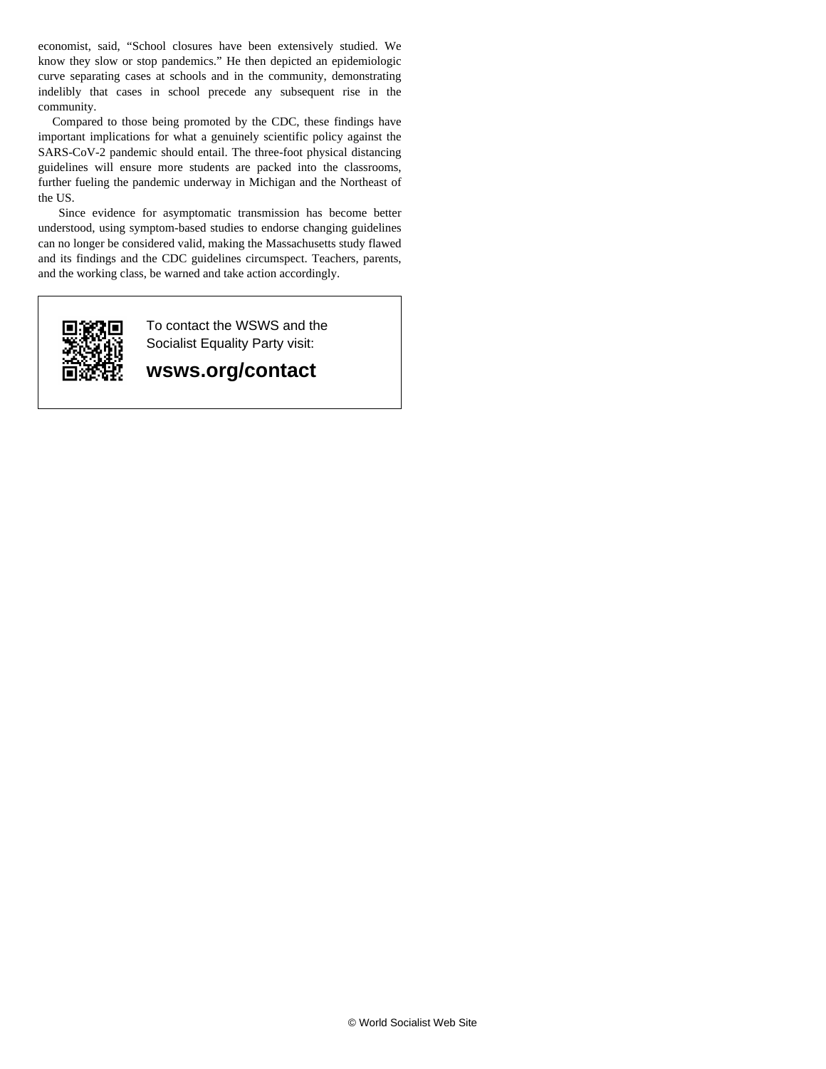economist, said, "School closures have been extensively studied. We know they slow or stop pandemics." He then depicted an epidemiologic curve separating cases at schools and in the community, demonstrating indelibly that cases in school precede any subsequent rise in the community.

Compared to those being promoted by the CDC, these findings have important implications for what a genuinely scientific policy against the SARS-CoV-2 pandemic should entail. The three-foot physical distancing guidelines will ensure more students are packed into the classrooms, further fueling the pandemic underway in Michigan and the Northeast of the US.

Since evidence for asymptomatic transmission has become better understood, using symptom-based studies to endorse changing guidelines can no longer be considered valid, making the Massachusetts study flawed and its findings and the CDC guidelines circumspect. Teachers, parents, and the working class, be warned and take action accordingly.

To contact the WSWS and the Socialist Equality Party visit:

**wsws.org/contact**